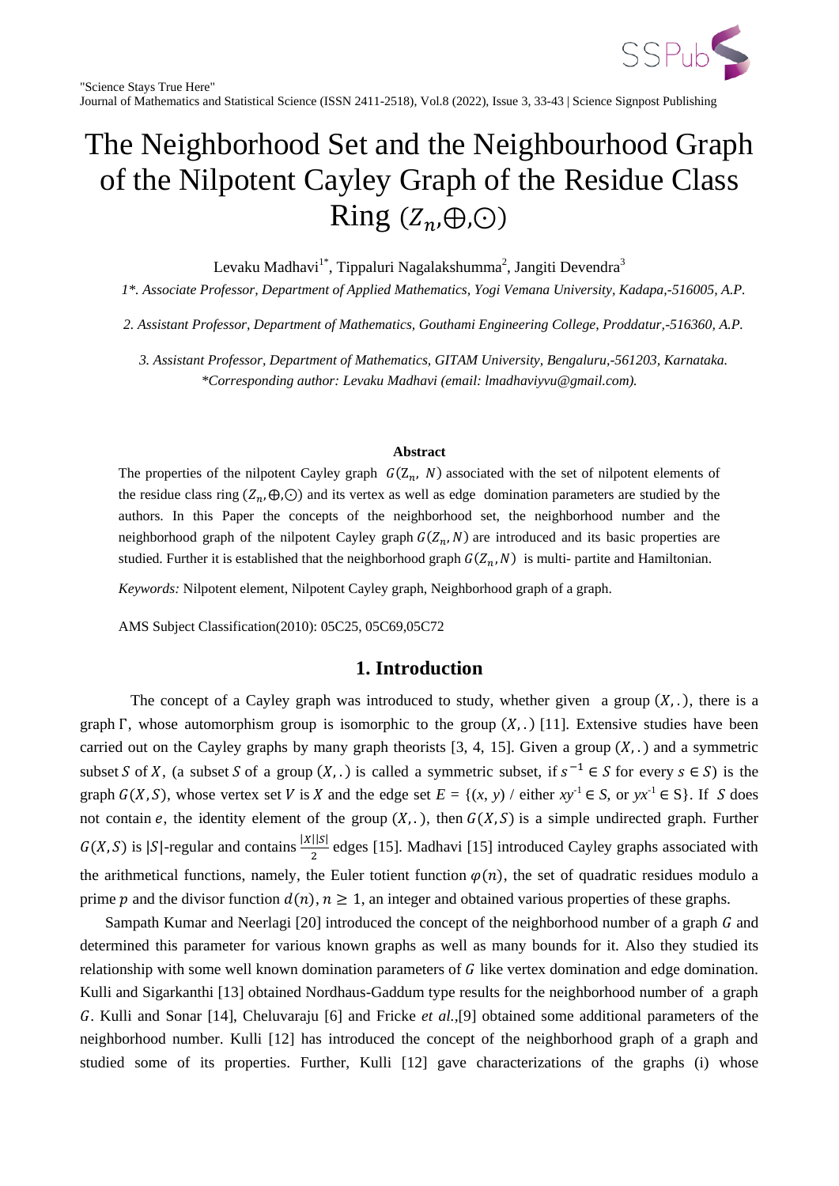# The Neighborhood Set and the Neighbourhood Graph of the Nilpotent Cayley Graph of the Residue Class Ring $(Z_n,\oplus,\odot)$

Levaku Madhavi[1*], Tippaluri Nagalakshumma[2], Jangiti Devendra[3]

*1\*. Associate Professor, Department of Applied Mathematics, Yogi Vemana University, Kadapa,-516005, A.P.*

*2. Assistant Professor, Department of Mathematics, Gouthami Engineering College, Proddatur,-516360, A.P.*

*3. Assistant Professor, Department of Mathematics, GITAM University, Bengaluru,-561203, Karnataka.*
*\*Corresponding author: Levaku Madhavi (email: lmadhaviyvu@gmail.com).*

**Abstract**

The properties of the nilpotent Cayley graph $G(Z_n, N)$ associated with the set of nilpotent elements of the residue class ring $(Z_n,\oplus,\odot)$ and its vertex as well as edge domination parameters are studied by the authors. In this Paper the concepts of the neighborhood set, the neighborhood number and the neighborhood graph of the nilpotent Cayley graph $G(Z_n, N)$ are introduced and its basic properties are studied. Further it is established that the neighborhood graph $G(Z_n, N)$ is multi- partite and Hamiltonian.

*Keywords:* Nilpotent element, Nilpotent Cayley graph, Neighborhood graph of a graph.

AMS Subject Classification(2010): 05C25, 05C69,05C72

## 1. Introduction

The concept of a Cayley graph was introduced to study, whether given a group $(X,.)$, there is a graph $\Gamma$, whose automorphism group is isomorphic to the group $(X,.)$ [11]. Extensive studies have been carried out on the Cayley graphs by many graph theorists [3, 4, 15]. Given a group $(X,.)$ and a symmetric subset $S$ of $X$, (a subset $S$ of a group $(X,.)$ is called a symmetric subset, if $s^{-1} \in S$ for every $s \in S$) is the graph $G(X,S)$, whose vertex set $V$ is $X$ and the edge set $E = \{(x, y) / \text{ either } xy^{-1} \in S, \text{ or } yx^{-1} \in S\}$. If $S$ does not contain $e$, the identity element of the group $(X,.)$, then $G(X,S)$ is a simple undirected graph. Further $G(X,S)$ is $|S|$-regular and contains $\frac{|X||S|}{2}$ edges [15]. Madhavi [15] introduced Cayley graphs associated with the arithmetical functions, namely, the Euler totient function $\varphi(n)$, the set of quadratic residues modulo a prime $p$ and the divisor function $d(n)$, $n \geq 1$, an integer and obtained various properties of these graphs.

Sampath Kumar and Neerlagi [20] introduced the concept of the neighborhood number of a graph $G$ and determined this parameter for various known graphs as well as many bounds for it. Also they studied its relationship with some well known domination parameters of $G$ like vertex domination and edge domination. Kulli and Sigarkanthi [13] obtained Nordhaus-Gaddum type results for the neighborhood number of a graph $G$. Kulli and Sonar [14], Cheluvaraju [6] and Fricke *et al.*,[9] obtained some additional parameters of the neighborhood number. Kulli [12] has introduced the concept of the neighborhood graph of a graph and studied some of its properties. Further, Kulli [12] gave characterizations of the graphs (i) whose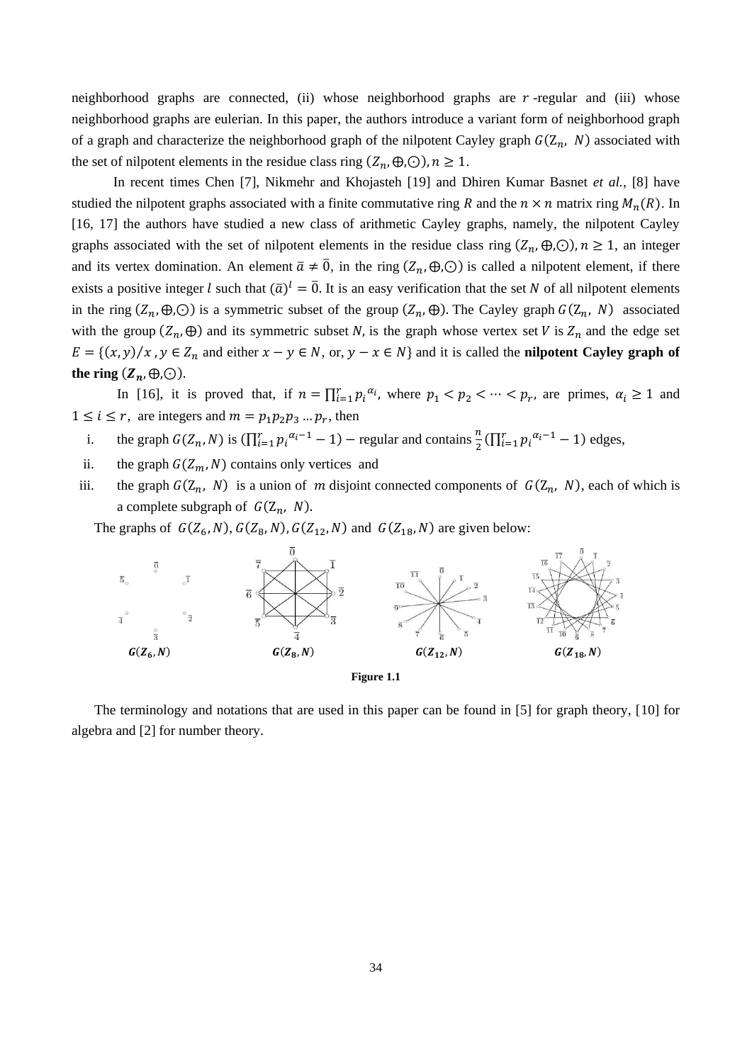neighborhood graphs are connected, (ii) whose neighborhood graphs are $r$-regular and (iii) whose neighborhood graphs are eulerian. In this paper, the authors introduce a variant form of neighborhood graph of a graph and characterize the neighborhood graph of the nilpotent Cayley graph $G(Z_n, N)$ associated with the set of nilpotent elements in the residue class ring $(Z_n, \oplus, \odot), n \geq 1$.

In recent times Chen [7], Nikmehr and Khojasteh [19] and Dhiren Kumar Basnet *et al.*, [8] have studied the nilpotent graphs associated with a finite commutative ring $R$ and the $n \times n$ matrix ring $M_n(R)$. In [16, 17] the authors have studied a new class of arithmetic Cayley graphs, namely, the nilpotent Cayley graphs associated with the set of nilpotent elements in the residue class ring $(Z_n, \oplus, \odot), n \geq 1$, an integer and its vertex domination. An element $\bar{a} \neq \bar{0}$, in the ring $(Z_n, \oplus, \odot)$ is called a nilpotent element, if there exists a positive integer $l$ such that $(\bar{a})^l = \bar{0}$. It is an easy verification that the set $N$ of all nilpotent elements in the ring $(Z_n, \oplus, \odot)$ is a symmetric subset of the group $(Z_n, \oplus)$. The Cayley graph $G(Z_n, N)$ associated with the group $(Z_n, \oplus)$ and its symmetric subset $N$, is the graph whose vertex set $V$ is $Z_n$ and the edge set $E = \{(x, y)/x, y \in Z_n$ and either $x - y \in N$, or, $y - x \in N\}$ and it is called the **nilpotent Cayley graph of the ring $(Z_n, \oplus, \odot)$**.

In [16], it is proved that, if $n = \prod_{i=1}^{r} p_i^{\alpha_i}$, where $p_1 < p_2 < \cdots < p_r$, are primes, $\alpha_i \geq 1$ and $1 \leq i \leq r$, are integers and $m = p_1 p_2 p_3 \ldots p_r$, then

i. the graph $G(Z_n, N)$ is $(\prod_{i=1}^{r} p_i^{\alpha_i - 1} - 1) -$ regular and contains $\frac{n}{2}(\prod_{i=1}^{r} p_i^{\alpha_i - 1} - 1)$ edges,
ii. the graph $G(Z_m, N)$ contains only vertices and
iii. the graph $G(Z_n, N)$ is a union of $m$ disjoint connected components of $G(Z_n, N)$, each of which is a complete subgraph of $G(Z_n, N)$.

The graphs of $G(Z_6, N), G(Z_8, N), G(Z_{12}, N)$ and $G(Z_{18}, N)$ are given below:

$G(Z_6, N)$ $G(Z_8, N)$ $G(Z_{12}, N)$ $G(Z_{18}, N)$

**Figure 1.1**

The terminology and notations that are used in this paper can be found in [5] for graph theory, [10] for algebra and [2] for number theory.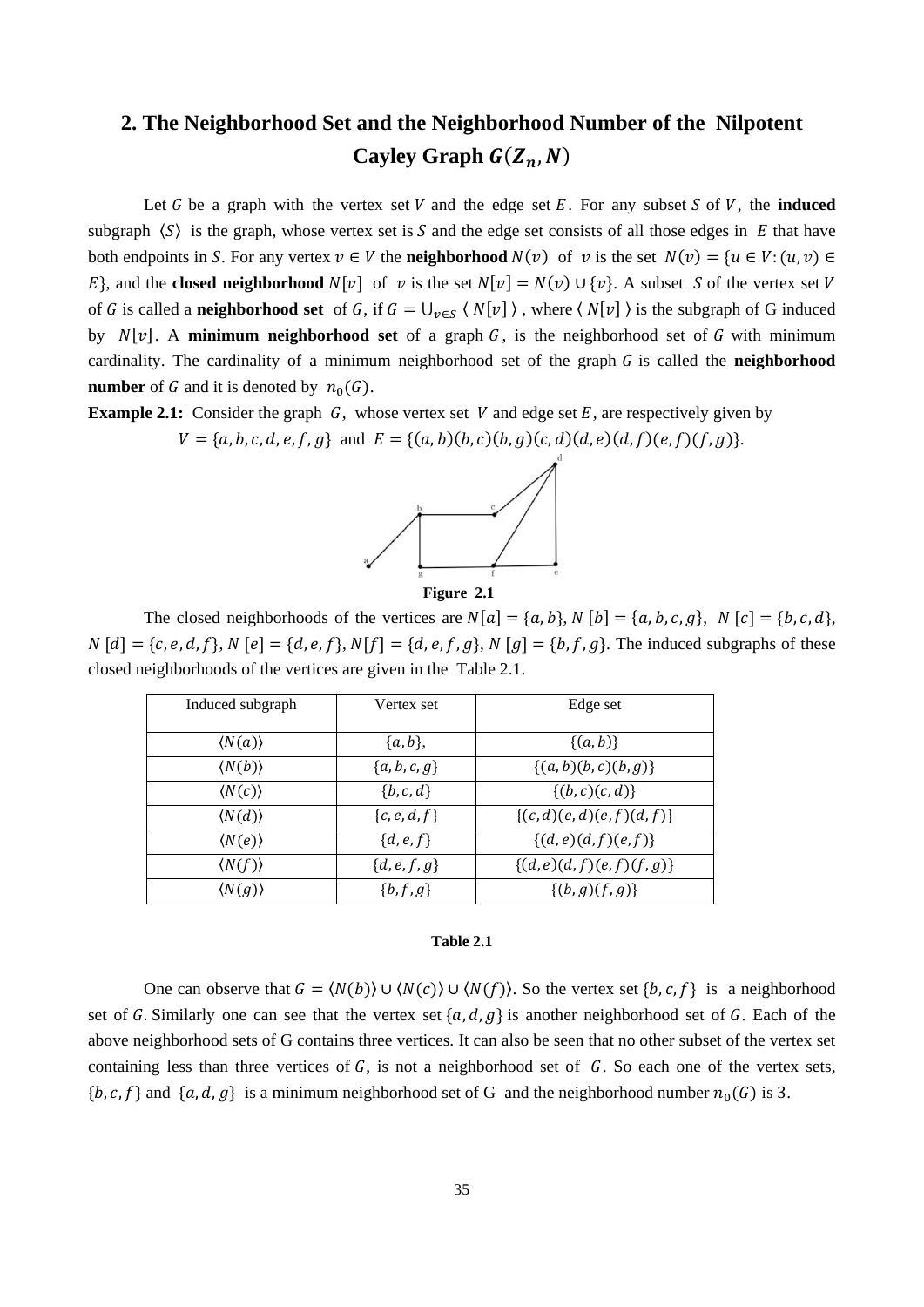## 2. The Neighborhood Set and the Neighborhood Number of the Nilpotent Cayley Graph $G(Z_n, N)$

Let $G$ be a graph with the vertex set $V$ and the edge set $E$. For any subset $S$ of $V$, the **induced** subgraph $\langle S \rangle$ is the graph, whose vertex set is $S$ and the edge set consists of all those edges in $E$ that have both endpoints in $S$. For any vertex $v \in V$ the **neighborhood** $N(v)$ of $v$ is the set $N(v) = \{u \in V: (u, v) \in E\}$, and the **closed neighborhood** $N[v]$ of $v$ is the set $N[v] = N(v) \cup \{v\}$. A subset $S$ of the vertex set $V$ of $G$ is called a **neighborhood set** of $G$, if $G = \bigcup_{v \in S} \langle N[v] \rangle$, where $\langle N[v] \rangle$ is the subgraph of G induced by $N[v]$. A **minimum neighborhood set** of a graph $G$, is the neighborhood set of $G$ with minimum cardinality. The cardinality of a minimum neighborhood set of the graph $G$ is called the **neighborhood number** of $G$ and it is denoted by $n_0(G)$.

**Example 2.1:** Consider the graph $G$, whose vertex set $V$ and edge set $E$, are respectively given by

$V = \{a, b, c, d, e, f, g\}$ and $E = \{(a, b)(b, c)(b, g)(c, d)(d, e)(d, f)(e, f)(f, g)\}$.

**Figure 2.1**

The closed neighborhoods of the vertices are $N[a] = \{a, b\}$, $N[b] = \{a, b, c, g\}$, $N[c] = \{b, c, d\}$, $N[d] = \{c, e, d, f\}$, $N[e] = \{d, e, f\}$, $N[f] = \{d, e, f, g\}$, $N[g] = \{b, f, g\}$. The induced subgraphs of these closed neighborhoods of the vertices are given in the Table 2.1.

| Induced subgraph | Vertex set | Edge set |
|---|---|---|
| $\langle N(a) \rangle$ | $\{a, b\}$, | $\{(a, b)\}$ |
| $\langle N(b) \rangle$ | $\{a, b, c, g\}$ | $\{(a, b)(b, c)(b, g)\}$ |
| $\langle N(c) \rangle$ | $\{b, c, d\}$ | $\{(b, c)(c, d)\}$ |
| $\langle N(d) \rangle$ | $\{c, e, d, f\}$ | $\{(c, d)(e, d)(e, f)(d, f)\}$ |
| $\langle N(e) \rangle$ | $\{d, e, f\}$ | $\{(d, e)(d, f)(e, f)\}$ |
| $\langle N(f) \rangle$ | $\{d, e, f, g\}$ | $\{(d, e)(d, f)(e, f)(f, g)\}$ |
| $\langle N(g) \rangle$ | $\{b, f, g\}$ | $\{(b, g)(f, g)\}$ |

**Table 2.1**

One can observe that $G = \langle N(b) \rangle \cup \langle N(c) \rangle \cup \langle N(f) \rangle$. So the vertex set $\{b, c, f\}$ is a neighborhood set of $G$. Similarly one can see that the vertex set $\{a, d, g\}$ is another neighborhood set of $G$. Each of the above neighborhood sets of G contains three vertices. It can also be seen that no other subset of the vertex set containing less than three vertices of $G$, is not a neighborhood set of $G$. So each one of the vertex sets, $\{b, c, f\}$ and $\{a, d, g\}$ is a minimum neighborhood set of G and the neighborhood number $n_0(G)$ is 3.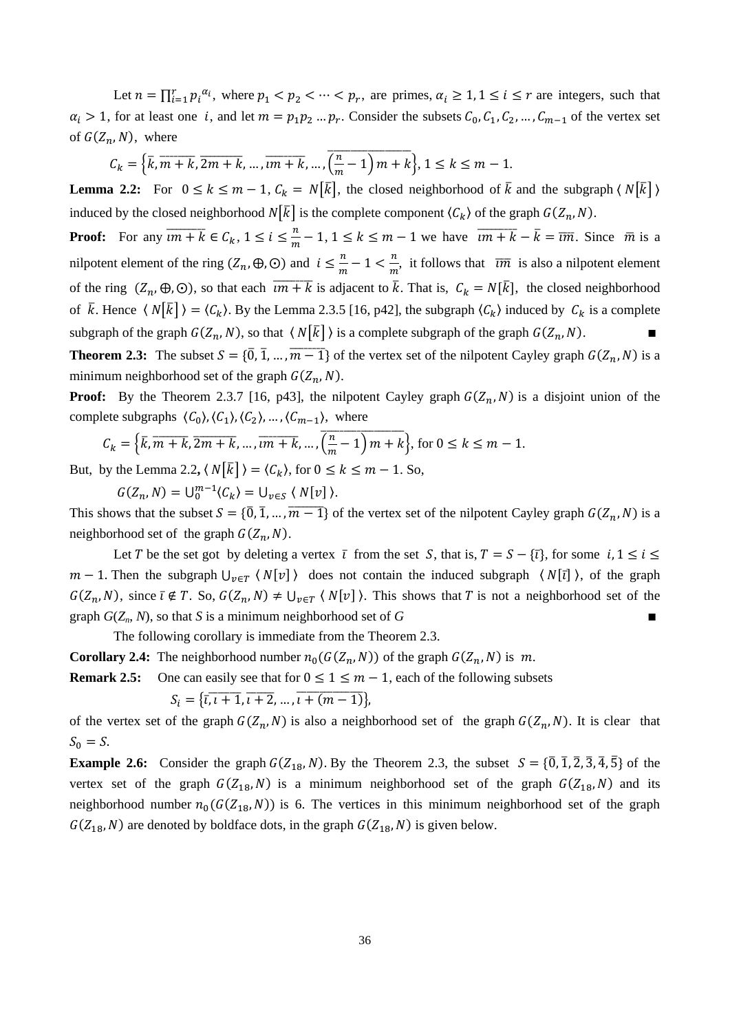Let $n = \prod_{i=1}^{r} p_i^{\alpha_i}$, where $p_1 < p_2 < \cdots < p_r$, are primes, $\alpha_i \geq 1, 1 \leq i \leq r$ are integers, such that $\alpha_i > 1$, for at least one $i$, and let $m = p_1 p_2 \ldots p_r$. Consider the subsets $C_0, C_1, C_2, \ldots, C_{m-1}$ of the vertex set of $G(Z_n, N)$, where

$$C_k = \left\{\bar{k}, \overline{m+k}, \overline{2m+k}, \ldots, \overline{\imath m+k}, \ldots, \overline{\left(\frac{n}{m}-1\right)m+k}\right\}, 1 \leq k \leq m-1.$$

**Lemma 2.2:** For $0 \leq k \leq m-1$, $C_k = N[\bar{k}]$, the closed neighborhood of $\bar{k}$ and the subgraph $\langle N[\bar{k}] \rangle$ induced by the closed neighborhood $N[\bar{k}]$ is the complete component $\langle C_k \rangle$ of the graph $G(Z_n, N)$.

**Proof:** For any $\overline{\imath m+k} \in C_k$, $1 \leq i \leq \frac{n}{m} - 1, 1 \leq k \leq m-1$ we have $\overline{\imath m+k} - \bar{k} = \overline{\imath m}$. Since $\bar{m}$ is a nilpotent element of the ring $(Z_n, \oplus, \odot)$ and $i \leq \frac{n}{m} - 1 < \frac{n}{m}$, it follows that $\overline{\imath m}$ is also a nilpotent element of the ring $(Z_n, \oplus, \odot)$, so that each $\overline{\imath m+k}$ is adjacent to $\bar{k}$. That is, $C_k = N[\bar{k}]$, the closed neighborhood of $\bar{k}$. Hence $\langle N[\bar{k}] \rangle = \langle C_k \rangle$. By the Lemma 2.3.5 [16, p42], the subgraph $\langle C_k \rangle$ induced by $C_k$ is a complete subgraph of the graph $G(Z_n, N)$, so that $\langle N[\bar{k}] \rangle$ is a complete subgraph of the graph $G(Z_n, N)$. ■

**Theorem 2.3:** The subset $S = \{\bar{0}, \bar{1}, \ldots, \overline{m-1}\}$ of the vertex set of the nilpotent Cayley graph $G(Z_n, N)$ is a minimum neighborhood set of the graph $G(Z_n, N)$.

**Proof:** By the Theorem 2.3.7 [16, p43], the nilpotent Cayley graph $G(Z_n, N)$ is a disjoint union of the complete subgraphs $\langle C_0 \rangle, \langle C_1 \rangle, \langle C_2 \rangle, \ldots, \langle C_{m-1} \rangle$, where

$$C_k = \left\{\bar{k}, \overline{m+k}, \overline{2m+k}, \ldots, \overline{\imath m+k}, \ldots, \overline{\left(\frac{n}{m}-1\right)m+k}\right\}, \text{for } 0 \leq k \leq m-1.$$

But, by the Lemma 2.2, $\langle N[\bar{k}] \rangle = \langle C_k \rangle$, for $0 \leq k \leq m-1$. So,

$$G(Z_n, N) = \cup_0^{m-1} \langle C_k \rangle = \cup_{v \in S} \langle N[v] \rangle.$$

This shows that the subset $S = \{\bar{0}, \bar{1}, \ldots, \overline{m-1}\}$ of the vertex set of the nilpotent Cayley graph $G(Z_n, N)$ is a neighborhood set of the graph $G(Z_n, N)$.

Let $T$ be the set got by deleting a vertex $\bar{\imath}$ from the set $S$, that is, $T = S - \{\bar{\imath}\}$, for some $i, 1 \leq i \leq m-1$. Then the subgraph $\cup_{v \in T} \langle N[v] \rangle$ does not contain the induced subgraph $\langle N[\bar{\imath}] \rangle$, of the graph $G(Z_n, N)$, since $\bar{\imath} \notin T$. So, $G(Z_n, N) \neq \cup_{v \in T} \langle N[v] \rangle$. This shows that $T$ is not a neighborhood set of the graph $G(Z_n, N)$, so that $S$ is a minimum neighborhood set of $G$ ■

The following corollary is immediate from the Theorem 2.3.

**Corollary 2.4:** The neighborhood number $n_0(G(Z_n, N))$ of the graph $G(Z_n, N)$ is $m$.

**Remark 2.5:** One can easily see that for $0 \leq 1 \leq m-1$, each of the following subsets

$$S_i = \{\bar{\imath}, \overline{\imath+1}, \overline{\imath+2}, \ldots, \overline{\imath+(m-1)}\},$$

of the vertex set of the graph $G(Z_n, N)$ is also a neighborhood set of the graph $G(Z_n, N)$. It is clear that $S_0 = S$.

**Example 2.6:** Consider the graph $G(Z_{18}, N)$. By the Theorem 2.3, the subset $S = \{\bar{0}, \bar{1}, \bar{2}, \bar{3}, \bar{4}, \bar{5}\}$ of the vertex set of the graph $G(Z_{18}, N)$ is a minimum neighborhood set of the graph $G(Z_{18}, N)$ and its neighborhood number $n_0(G(Z_{18}, N))$ is 6. The vertices in this minimum neighborhood set of the graph $G(Z_{18}, N)$ are denoted by boldface dots, in the graph $G(Z_{18}, N)$ is given below.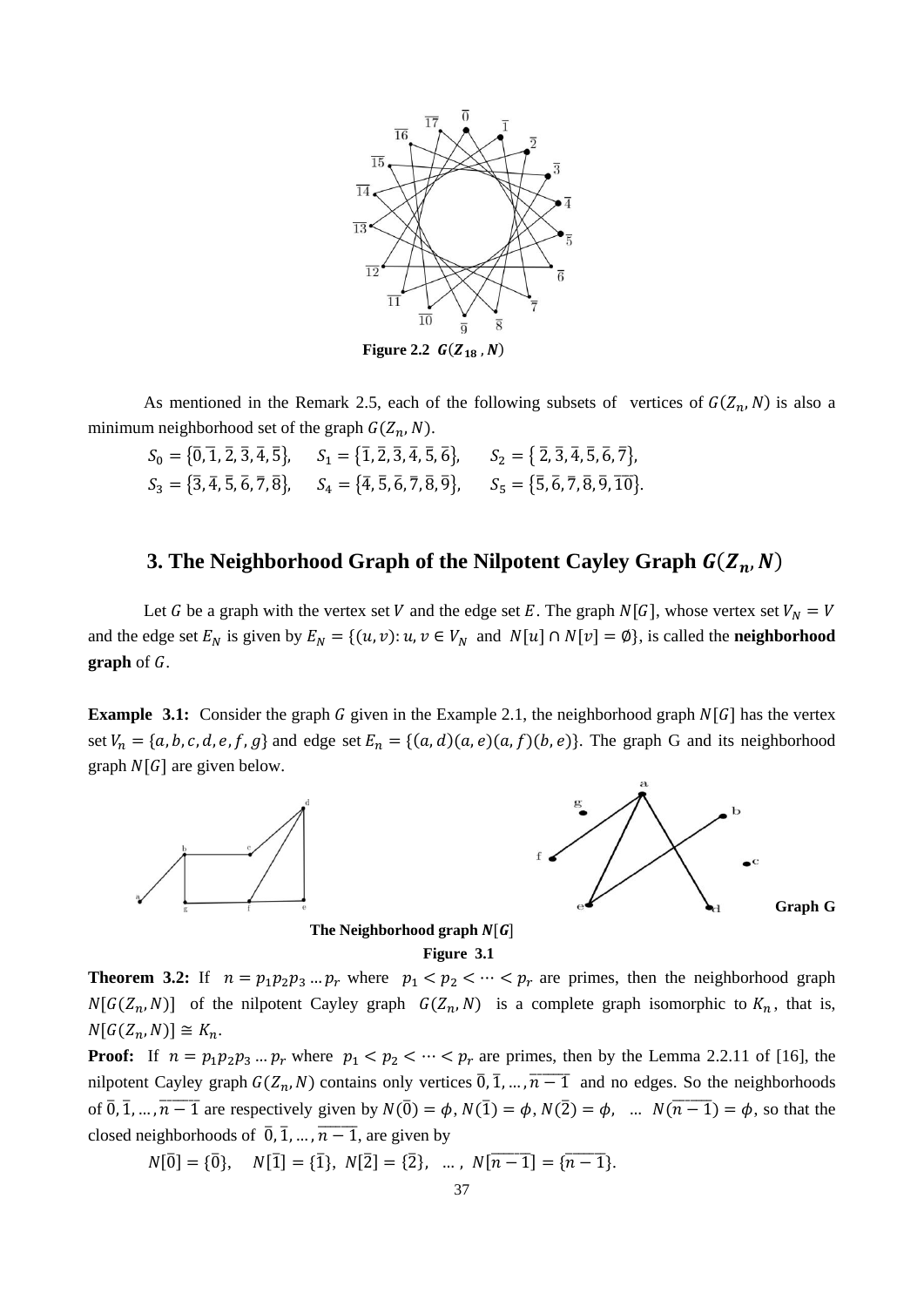Figure 2.2 $G(Z_{18}, N)$

As mentioned in the Remark 2.5, each of the following subsets of vertices of $G(Z_n, N)$ is also a minimum neighborhood set of the graph $G(Z_n, N)$.

$S_0 = \{\bar{0}, \bar{1}, \bar{2}, \bar{3}, \bar{4}, \bar{5}\}$, $S_1 = \{\bar{1}, \bar{2}, \bar{3}, \bar{4}, \bar{5}, \bar{6}\}$, $S_2 = \{\bar{2}, \bar{3}, \bar{4}, \bar{5}, \bar{6}, \bar{7}\}$,

$S_3 = \{\bar{3}, \bar{4}, \bar{5}, \bar{6}, \bar{7}, \bar{8}\}$, $S_4 = \{\bar{4}, \bar{5}, \bar{6}, \bar{7}, \bar{8}, \bar{9}\}$, $S_5 = \{\bar{5}, \bar{6}, \bar{7}, \bar{8}, \bar{9}, \overline{10}\}$.

## 3. The Neighborhood Graph of the Nilpotent Cayley Graph $G(Z_n, N)$

Let $G$ be a graph with the vertex set $V$ and the edge set $E$. The graph $N[G]$, whose vertex set $V_N = V$ and the edge set $E_N$ is given by $E_N = \{(u, v): u, v \in V_N$ and $N[u] \cap N[v] = \emptyset\}$, is called the **neighborhood graph** of $G$.

**Example 3.1:** Consider the graph $G$ given in the Example 2.1, the neighborhood graph $N[G]$ has the vertex set $V_n = \{a, b, c, d, e, f, g\}$ and edge set $E_n = \{(a, d)(a, e)(a, f)(b, e)\}$. The graph G and its neighborhood graph $N[G]$ are given below.

Graph G

**The Neighborhood graph $N[G]$**

**Figure 3.1**

**Theorem 3.2:** If $n = p_1 p_2 p_3 \dots p_r$ where $p_1 < p_2 < \cdots < p_r$ are primes, then the neighborhood graph $N[G(Z_n, N)]$ of the nilpotent Cayley graph $G(Z_n, N)$ is a complete graph isomorphic to $K_n$, that is, $N[G(Z_n, N)] \cong K_n$.

**Proof:** If $n = p_1 p_2 p_3 \dots p_r$ where $p_1 < p_2 < \cdots < p_r$ are primes, then by the Lemma 2.2.11 of [16], the nilpotent Cayley graph $G(Z_n, N)$ contains only vertices $\bar{0}, \bar{1}, \dots, \overline{n-1}$ and no edges. So the neighborhoods of $\bar{0}, \bar{1}, \dots, \overline{n-1}$ are respectively given by $N(\bar{0}) = \phi$, $N(\bar{1}) = \phi$, $N(\bar{2}) = \phi$, ... $N(\overline{n-1}) = \phi$, so that the closed neighborhoods of $\bar{0}, \bar{1}, \dots, \overline{n-1}$, are given by

$N[\bar{0}] = \{\bar{0}\}$, $N[\bar{1}] = \{\bar{1}\}$, $N[\bar{2}] = \{\bar{2}\}$, ... , $N[\overline{n-1}] = \{\overline{n-1}\}$.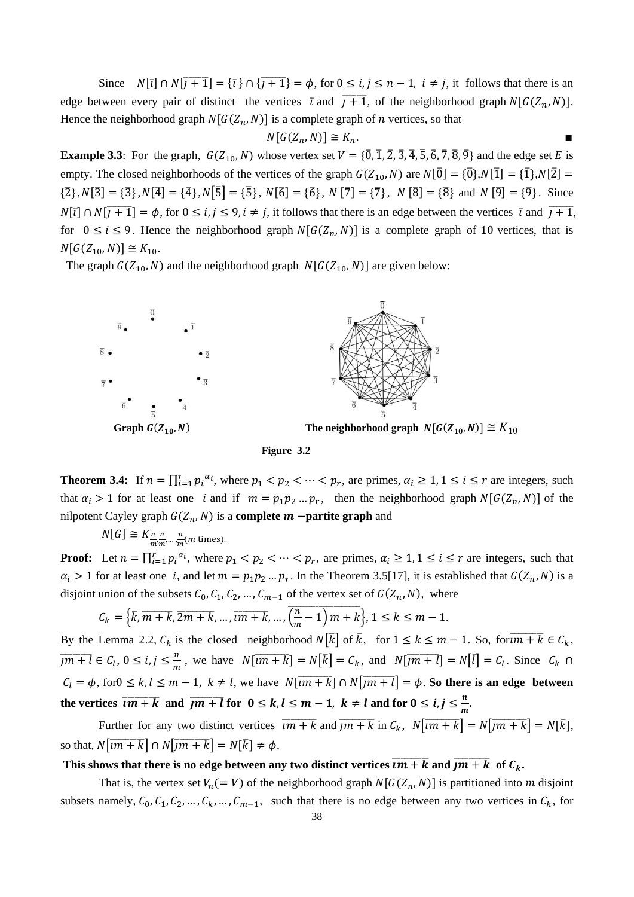Since $N[\bar{\imath}] \cap N[\overline{\jmath+1}] = \{\bar{\imath}\} \cap \{\overline{\jmath+1}\} = \phi$, for $0 \le i, j \le n-1$, $i \ne j$, it follows that there is an edge between every pair of distinct the vertices $\bar{\imath}$ and $\overline{\jmath+1}$, of the neighborhood graph $N[G(Z_n, N)]$. Hence the neighborhood graph $N[G(Z_n, N)]$ is a complete graph of $n$ vertices, so that

$$N[G(Z_n, N)] \cong K_n. \qquad \blacksquare$$

**Example 3.3**: For the graph, $G(Z_{10}, N)$ whose vertex set $V = \{\bar{0}, \bar{1}, \bar{2}, \bar{3}, \bar{4}, \bar{5}, \bar{6}, \bar{7}, \bar{8}, \bar{9}\}$ and the edge set $E$ is empty. The closed neighborhoods of the vertices of the graph $G(Z_{10}, N)$ are $N[\bar{0}] = \{\bar{0}\}$, $N[\bar{1}] = \{\bar{1}\}$, $N[\bar{2}] = \{\bar{2}\}$, $N[\bar{3}] = \{\bar{3}\}$, $N[\bar{4}] = \{\bar{4}\}$, $N[\bar{5}] = \{\bar{5}\}$, $N[\bar{6}] = \{\bar{6}\}$, $N[\bar{7}] = \{\bar{7}\}$, $N[\bar{8}] = \{\bar{8}\}$ and $N[\bar{9}] = \{\bar{9}\}$. Since $N[\bar{\imath}] \cap N[\overline{\jmath+1}] = \phi$, for $0 \le i, j \le 9, i \ne j$, it follows that there is an edge between the vertices $\bar{\imath}$ and $\overline{\jmath+1}$, for $0 \le i \le 9$. Hence the neighborhood graph $N[G(Z_n, N)]$ is a complete graph of 10 vertices, that is $N[G(Z_{10}, N)] \cong K_{10}$.

The graph $G(Z_{10}, N)$ and the neighborhood graph $N[G(Z_{10}, N)]$ are given below:

**Graph $G(Z_{10}, N)$** **The neighborhood graph $N[G(Z_{10}, N)] \cong K_{10}$**

**Figure 3.2**

**Theorem 3.4:** If $n = \prod_{i=1}^{r} p_i^{\alpha_i}$, where $p_1 < p_2 < \cdots < p_r$, are primes, $\alpha_i \ge 1, 1 \le i \le r$ are integers, such that $\alpha_i > 1$ for at least one $i$ and if $m = p_1 p_2 \dots p_r$, then the neighborhood graph $N[G(Z_n, N)]$ of the nilpotent Cayley graph $G(Z_n, N)$ is a **complete $m$ −partite graph** and

$$N[G] \cong K_{\frac{n}{m}, \frac{n}{m}, \dots, \frac{n}{m}} (m \text{ times}).$$

**Proof:** Let $n = \prod_{i=1}^{r} p_i^{\alpha_i}$, where $p_1 < p_2 < \cdots < p_r$, are primes, $\alpha_i \ge 1, 1 \le i \le r$ are integers, such that $\alpha_i > 1$ for at least one $i$, and let $m = p_1 p_2 \dots p_r$. In the Theorem 3.5[17], it is established that $G(Z_n, N)$ is a disjoint union of the subsets $C_0, C_1, C_2, \dots, C_{m-1}$ of the vertex set of $G(Z_n, N)$, where

$$C_k = \left\{\bar{k}, \overline{m+k}, \overline{2m+k}, \dots, \overline{\imath m+k}, \dots, \overline{\left(\frac{n}{m}-1\right)m+k}\right\}, 1 \le k \le m-1.$$

By the Lemma 2.2, $C_k$ is the closed neighborhood $N[\bar{k}]$ of $\bar{k}$, for $1 \le k \le m-1$. So, for $\overline{\imath m+k} \in C_k$, $\overline{\jmath m+l} \in C_l$, $0 \le i, j \le \frac{n}{m}$, we have $N[\overline{\imath m+k}] = N[\bar{k}] = C_k$, and $N[\overline{\jmath m+l}] = N[\bar{l}] = C_l$. Since $C_k \cap C_l = \phi$, for $0 \le k, l \le m-1$, $k \ne l$, we have $N[\overline{\imath m+k}] \cap N[\overline{\jmath m+l}] = \phi$. **So there is an edge between the vertices $\overline{\imath m+k}$ and $\overline{\jmath m+l}$ for $0 \le k, l \le m-1$, $k \ne l$ and for $0 \le i, j \le \frac{n}{m}$.**

Further for any two distinct vertices $\overline{\imath m+k}$ and $\overline{\jmath m+k}$ in $C_k$, $N[\overline{\imath m+k}] = N[\overline{\jmath m+k}] = N[\bar{k}]$, so that, $N[\overline{\imath m+k}] \cap N[\overline{\jmath m+k}] = N[\bar{k}] \ne \phi$.

**This shows that there is no edge between any two distinct vertices $\overline{\imath m+k}$ and $\overline{\jmath m+k}$ of $C_k$.**

That is, the vertex set $V_n(= V)$ of the neighborhood graph $N[G(Z_n, N)]$ is partitioned into $m$ disjoint subsets namely, $C_0, C_1, C_2, \dots, C_k, \dots, C_{m-1}$, such that there is no edge between any two vertices in $C_k$, for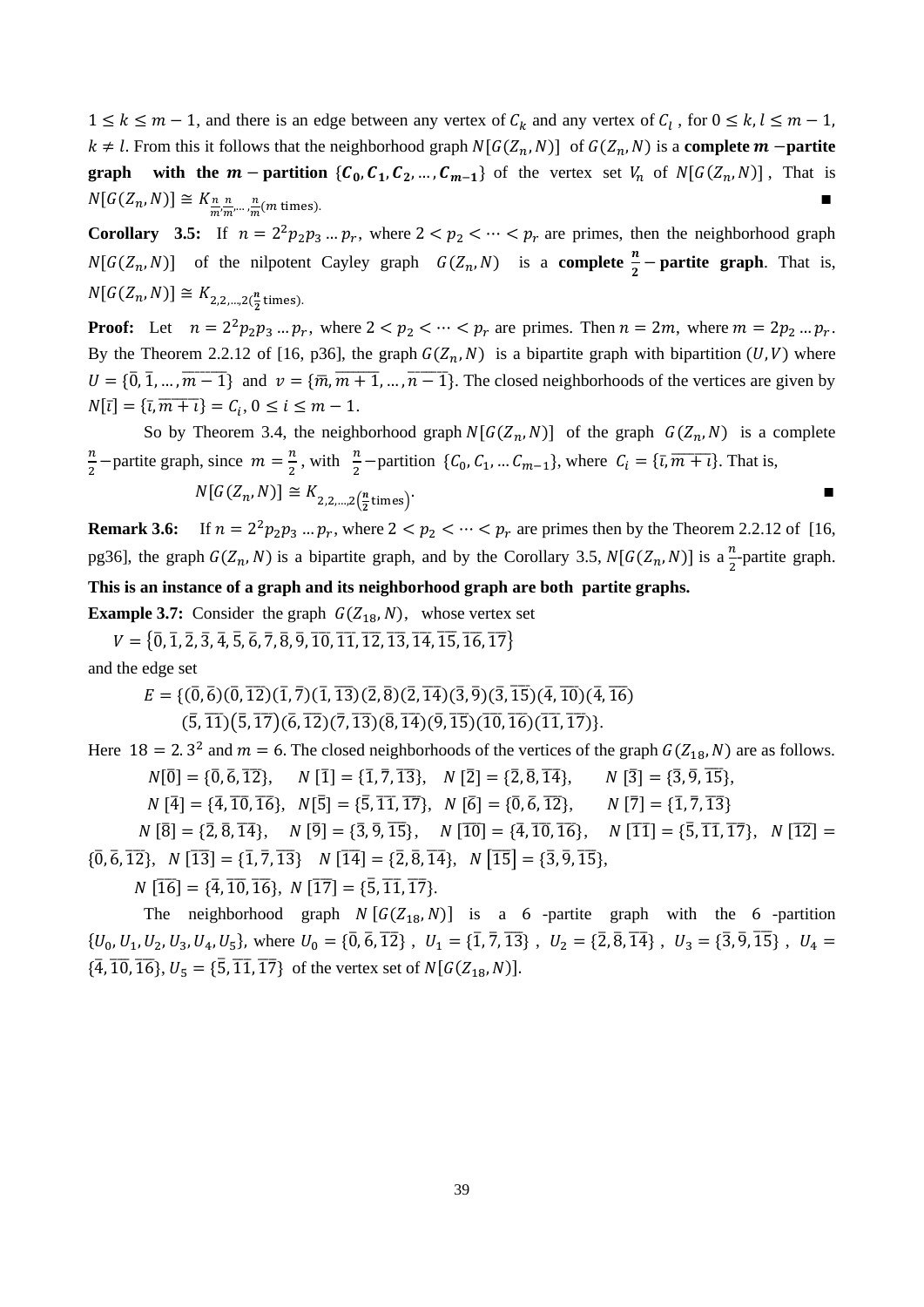$1 \leq k \leq m-1$, and there is an edge between any vertex of $C_k$ and any vertex of $C_l$ , for $0 \leq k, l \leq m-1$, $k \neq l$. From this it follows that the neighborhood graph $N[G(Z_n, N)]$ of $G(Z_n, N)$ is a **complete $m$ −partite graph with the $m$ − partition $\{C_0, C_1, C_2, \ldots, C_{m-1}\}$** of the vertex set $V_n$ of $N[G(Z_n, N)]$ , That is $N[G(Z_n, N)] \cong K_{\frac{n}{m}, \frac{n}{m}, \ldots, \frac{n}{m}(m \text{ times})}$. ■

**Corollary 3.5:** If $n = 2^2 p_2 p_3 \ldots p_r$, where $2 < p_2 < \cdots < p_r$ are primes, then the neighborhood graph $N[G(Z_n, N)]$ of the nilpotent Cayley graph $G(Z_n, N)$ is a **complete $\frac{n}{2}$ − partite graph**. That is, $N[G(Z_n, N)] \cong K_{2,2,\ldots,2(\frac{n}{2} \text{ times})}$.

**Proof:** Let $n = 2^2 p_2 p_3 \ldots p_r$, where $2 < p_2 < \cdots < p_r$ are primes. Then $n = 2m$, where $m = 2p_2 \ldots p_r$. By the Theorem 2.2.12 of [16, p36], the graph $G(Z_n, N)$ is a bipartite graph with bipartition $(U, V)$ where $U = \{\bar{0}, \bar{1}, \ldots, \overline{m-1}\}$ and $v = \{\bar{m}, \overline{m+1}, \ldots, \overline{n-1}\}$. The closed neighborhoods of the vertices are given by $N[\bar{\imath}] = \{\bar{\imath}, \overline{m+\imath}\} = C_i, 0 \leq i \leq m-1$.

So by Theorem 3.4, the neighborhood graph $N[G(Z_n, N)]$ of the graph $G(Z_n, N)$ is a complete $\frac{n}{2}$ −partite graph, since $m = \frac{n}{2}$ , with $\frac{n}{2}$ −partition $\{C_0, C_1, \ldots C_{m-1}\}$, where $C_i = \{\bar{\imath}, \overline{m+\imath}\}$. That is,

$$N[G(Z_n, N)] \cong K_{2,2,\ldots,2\left(\frac{n}{2}\text{times}\right)}.$$ ■

**Remark 3.6:** If $n = 2^2 p_2 p_3 \ldots p_r$, where $2 < p_2 < \cdots < p_r$ are primes then by the Theorem 2.2.12 of [16, pg36], the graph $G(Z_n, N)$ is a bipartite graph, and by the Corollary 3.5, $N[G(Z_n, N)]$ is a $\frac{n}{2}$-partite graph.

**This is an instance of a graph and its neighborhood graph are both partite graphs.**

**Example 3.7:** Consider the graph $G(Z_{18}, N)$, whose vertex set

$V = \{\bar{0}, \bar{1}, \bar{2}, \bar{3}, \bar{4}, \bar{5}, \bar{6}, \bar{7}, \bar{8}, \bar{9}, \overline{10}, \overline{11}, \overline{12}, \overline{13}, \overline{14}, \overline{15}, \overline{16}, \overline{17}\}$

and the edge set

$E = \{(\bar{0}, \bar{6})(\bar{0}, \overline{12})(\bar{1}, \bar{7})(\bar{1}, \overline{13})(\bar{2}, \bar{8})(\bar{2}, \overline{14})(\bar{3}, \bar{9})(\bar{3}, \overline{15})(\bar{4}, \overline{10})(\bar{4}, \overline{16})$
$(\bar{5}, \overline{11})(\bar{5}, \overline{17})(\bar{6}, \overline{12})(\bar{7}, \overline{13})(\bar{8}, \overline{14})(\bar{9}, \overline{15})(\overline{10}, \overline{16})(\overline{11}, \overline{17})\}$.

Here $18 = 2.3^2$ and $m = 6$. The closed neighborhoods of the vertices of the graph $G(Z_{18}, N)$ are as follows.

$N[\bar{0}] = \{\bar{0}, \bar{6}, \overline{12}\}$, $N[\bar{1}] = \{\bar{1}, \bar{7}, \overline{13}\}$, $N[\bar{2}] = \{\bar{2}, \bar{8}, \overline{14}\}$, $N[\bar{3}] = \{\bar{3}, \bar{9}, \overline{15}\}$,

$N[\bar{4}] = \{\bar{4}, \overline{10}, \overline{16}\}$, $N[\bar{5}] = \{\bar{5}, \overline{11}, \overline{17}\}$, $N[\bar{6}] = \{\bar{0}, \bar{6}, \overline{12}\}$, $N[\bar{7}] = \{\bar{1}, \bar{7}, \overline{13}\}$

$N[\bar{8}] = \{\bar{2}, \bar{8}, \overline{14}\}$, $N[\bar{9}] = \{\bar{3}, \bar{9}, \overline{15}\}$, $N[\overline{10}] = \{\bar{4}, \overline{10}, \overline{16}\}$, $N[\overline{11}] = \{\bar{5}, \overline{11}, \overline{17}\}$, $N[\overline{12}] = \{\bar{0}, \bar{6}, \overline{12}\}$, $N[\overline{13}] = \{\bar{1}, \bar{7}, \overline{13}\}$ $N[\overline{14}] = \{\bar{2}, \bar{8}, \overline{14}\}$, $N[\overline{15}] = \{\bar{3}, \bar{9}, \overline{15}\}$,

$N[\overline{16}] = \{\bar{4}, \overline{10}, \overline{16}\}$, $N[\overline{17}] = \{\bar{5}, \overline{11}, \overline{17}\}$.

The neighborhood graph $N[G(Z_{18}, N)]$ is a 6 -partite graph with the 6 -partition $\{U_0, U_1, U_2, U_3, U_4, U_5\}$, where $U_0 = \{\bar{0}, \bar{6}, \overline{12}\}$ , $U_1 = \{\bar{1}, \bar{7}, \overline{13}\}$ , $U_2 = \{\bar{2}, \bar{8}, \overline{14}\}$ , $U_3 = \{\bar{3}, \bar{9}, \overline{15}\}$ , $U_4 = \{\bar{4}, \overline{10}, \overline{16}\}$, $U_5 = \{\bar{5}, \overline{11}, \overline{17}\}$ of the vertex set of $N[G(Z_{18}, N)]$.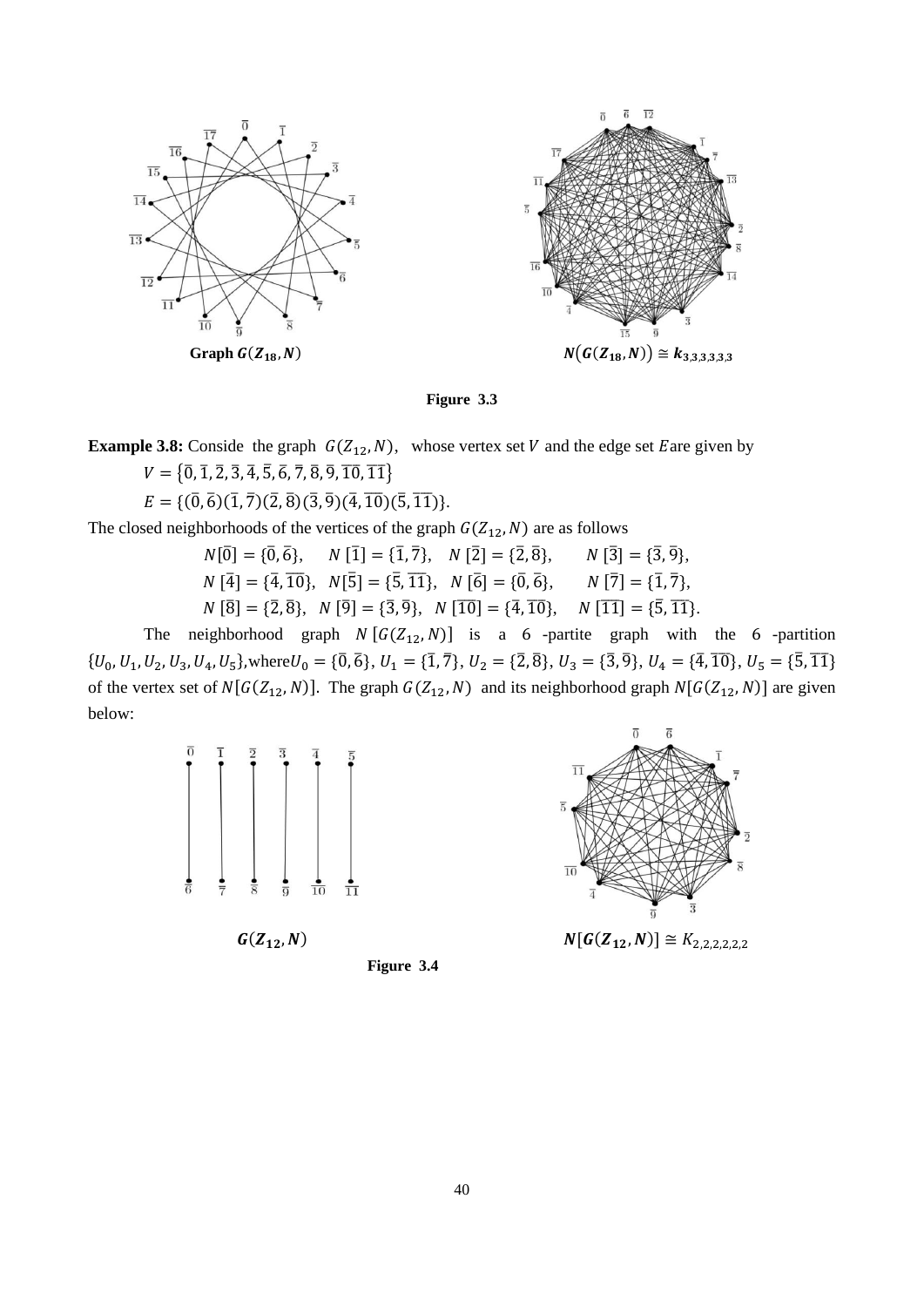Graph $G(Z_{18}, N)$

$N(G(Z_{18}, N)) \cong k_{3,3,3,3,3,3}$

**Figure 3.3**

**Example 3.8:** Conside the graph $G(Z_{12}, N)$, whose vertex set $V$ and the edge set $E$ are given by

$V = \{\bar{0}, \bar{1}, \bar{2}, \bar{3}, \bar{4}, \bar{5}, \bar{6}, \bar{7}, \bar{8}, \bar{9}, \overline{10}, \overline{11}\}$

$E = \{(\bar{0}, \bar{6})(\bar{1}, \bar{7})(\bar{2}, \bar{8})(\bar{3}, \bar{9})(\bar{4}, \overline{10})(\bar{5}, \overline{11})\}$.

The closed neighborhoods of the vertices of the graph $G(Z_{12}, N)$ are as follows

$N[\bar{0}] = \{\bar{0}, \bar{6}\}$, $N[\bar{1}] = \{\bar{1}, \bar{7}\}$, $N[\bar{2}] = \{\bar{2}, \bar{8}\}$, $N[\bar{3}] = \{\bar{3}, \bar{9}\}$,

$N[\bar{4}] = \{\bar{4}, \overline{10}\}$, $N[\bar{5}] = \{\bar{5}, \overline{11}\}$, $N[\bar{6}] = \{\bar{0}, \bar{6}\}$, $N[\bar{7}] = \{\bar{1}, \bar{7}\}$,

$N[\bar{8}] = \{\bar{2}, \bar{8}\}$, $N[\bar{9}] = \{\bar{3}, \bar{9}\}$, $N[\overline{10}] = \{\bar{4}, \overline{10}\}$, $N[\overline{11}] = \{\bar{5}, \overline{11}\}$.

The neighborhood graph $N[G(Z_{12}, N)]$ is a 6 -partite graph with the 6 -partition $\{U_0, U_1, U_2, U_3, U_4, U_5\}$, where $U_0 = \{\bar{0}, \bar{6}\}$, $U_1 = \{\bar{1}, \bar{7}\}$, $U_2 = \{\bar{2}, \bar{8}\}$, $U_3 = \{\bar{3}, \bar{9}\}$, $U_4 = \{\bar{4}, \overline{10}\}$, $U_5 = \{\bar{5}, \overline{11}\}$ of the vertex set of $N[G(Z_{12}, N)]$. The graph $G(Z_{12}, N)$ and its neighborhood graph $N[G(Z_{12}, N)]$ are given below:

$G(Z_{12}, N)$

$N[G(Z_{12}, N)] \cong K_{2,2,2,2,2,2}$

**Figure 3.4**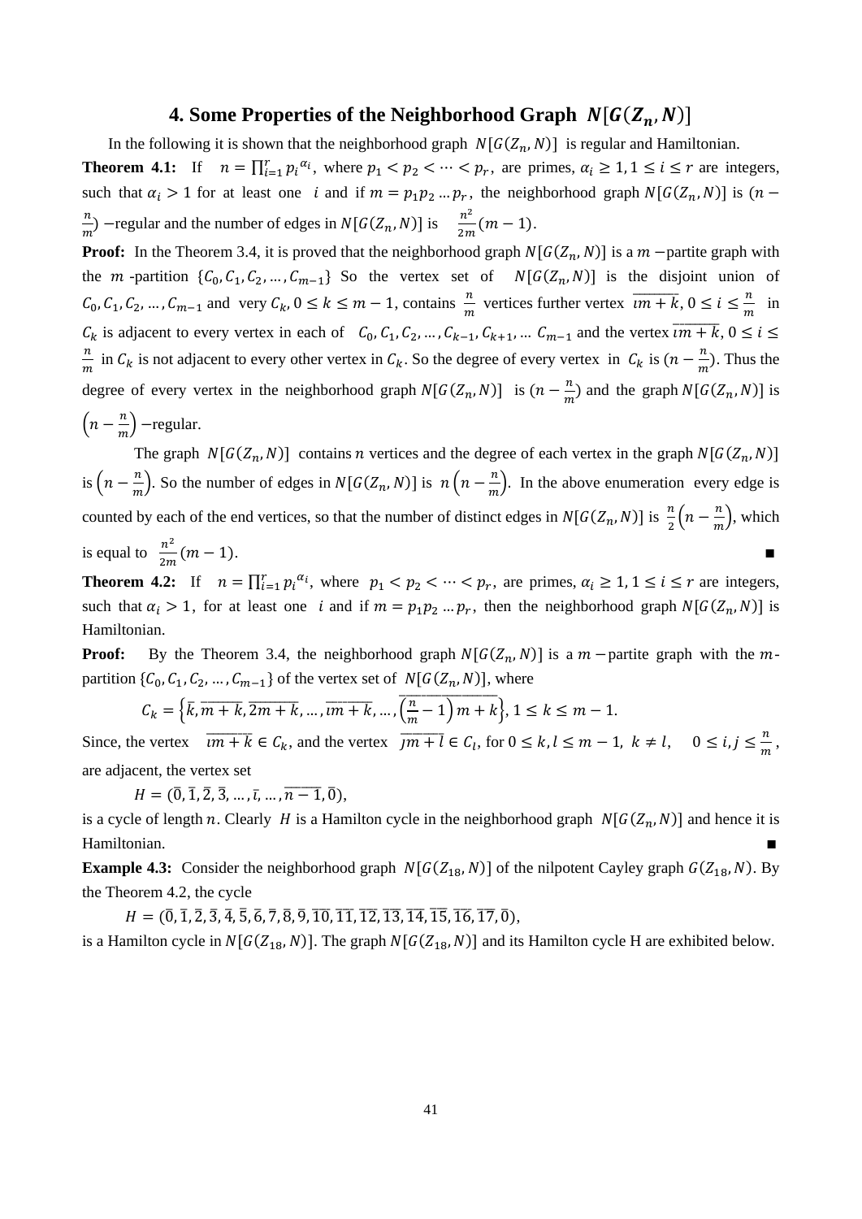## 4. Some Properties of the Neighborhood Graph $N[G(Z_n, N)]$

In the following it is shown that the neighborhood graph $N[G(Z_n, N)]$ is regular and Hamiltonian.

**Theorem 4.1:** If $n = \prod_{i=1}^{r} p_i^{\alpha_i}$, where $p_1 < p_2 < \cdots < p_r$, are primes, $\alpha_i \geq 1, 1 \leq i \leq r$ are integers, such that $\alpha_i > 1$ for at least one $i$ and if $m = p_1 p_2 \dots p_r$, the neighborhood graph $N[G(Z_n, N)]$ is $(n - \frac{n}{m})$ −regular and the number of edges in $N[G(Z_n, N)]$ is $\frac{n^2}{2m}(m-1)$.

**Proof:** In the Theorem 3.4, it is proved that the neighborhood graph $N[G(Z_n, N)]$ is a $m$ −partite graph with the $m$-partition $\{C_0, C_1, C_2, \dots, C_{m-1}\}$ So the vertex set of $N[G(Z_n, N)]$ is the disjoint union of $C_0, C_1, C_2, \dots, C_{m-1}$ and very $C_k$, $0 \leq k \leq m-1$, contains $\frac{n}{m}$ vertices further vertex $\overline{\imath m + k}$, $0 \leq i \leq \frac{n}{m}$ in $C_k$ is adjacent to every vertex in each of $C_0, C_1, C_2, \dots, C_{k-1}, C_{k+1}, \dots C_{m-1}$ and the vertex $\overline{\imath m + k}$, $0 \leq i \leq \frac{n}{m}$ in $C_k$ is not adjacent to every other vertex in $C_k$. So the degree of every vertex in $C_k$ is $(n - \frac{n}{m})$. Thus the degree of every vertex in the neighborhood graph $N[G(Z_n, N)]$ is $(n - \frac{n}{m})$ and the graph $N[G(Z_n, N)]$ is $\left(n - \frac{n}{m}\right)$ −regular.

The graph $N[G(Z_n, N)]$ contains $n$ vertices and the degree of each vertex in the graph $N[G(Z_n, N)]$ is $\left(n - \frac{n}{m}\right)$. So the number of edges in $N[G(Z_n, N)]$ is $n\left(n - \frac{n}{m}\right)$. In the above enumeration every edge is counted by each of the end vertices, so that the number of distinct edges in $N[G(Z_n, N)]$ is $\frac{n}{2}\left(n - \frac{n}{m}\right)$, which is equal to $\frac{n^2}{2m}(m-1)$. ■

**Theorem 4.2:** If $n = \prod_{i=1}^{r} p_i^{\alpha_i}$, where $p_1 < p_2 < \cdots < p_r$, are primes, $\alpha_i \geq 1, 1 \leq i \leq r$ are integers, such that $\alpha_i > 1$, for at least one $i$ and if $m = p_1 p_2 \dots p_r$, then the neighborhood graph $N[G(Z_n, N)]$ is Hamiltonian.

**Proof:** By the Theorem 3.4, the neighborhood graph $N[G(Z_n, N)]$ is a $m$ −partite graph with the $m$-partition $\{C_0, C_1, C_2, \dots, C_{m-1}\}$ of the vertex set of $N[G(Z_n, N)]$, where

$$C_k = \left\{\bar{k}, \overline{m+k}, \overline{2m+k}, \dots, \overline{\imath m + k}, \dots, \overline{\left(\frac{n}{m} - 1\right)m + k}\right\}, 1 \leq k \leq m-1.$$

Since, the vertex $\overline{\imath m + k} \in C_k$, and the vertex $\overline{\jmath m + l} \in C_l$, for $0 \leq k, l \leq m-1$, $k \neq l$, $0 \leq i, j \leq \frac{n}{m}$, are adjacent, the vertex set

$$H = (\bar{0}, \bar{1}, \bar{2}, \bar{3}, \dots, \bar{\imath}, \dots, \overline{n-1}, \bar{0}),$$

is a cycle of length $n$. Clearly $H$ is a Hamilton cycle in the neighborhood graph $N[G(Z_n, N)]$ and hence it is Hamiltonian. ■

**Example 4.3:** Consider the neighborhood graph $N[G(Z_{18}, N)]$ of the nilpotent Cayley graph $G(Z_{18}, N)$. By the Theorem 4.2, the cycle

$$H = (\bar{0}, \bar{1}, \bar{2}, \bar{3}, \bar{4}, \bar{5}, \bar{6}, \bar{7}, \bar{8}, \bar{9}, \overline{10}, \overline{11}, \overline{12}, \overline{13}, \overline{14}, \overline{15}, \overline{16}, \overline{17}, \bar{0}),$$

is a Hamilton cycle in $N[G(Z_{18}, N)]$. The graph $N[G(Z_{18}, N)]$ and its Hamilton cycle H are exhibited below.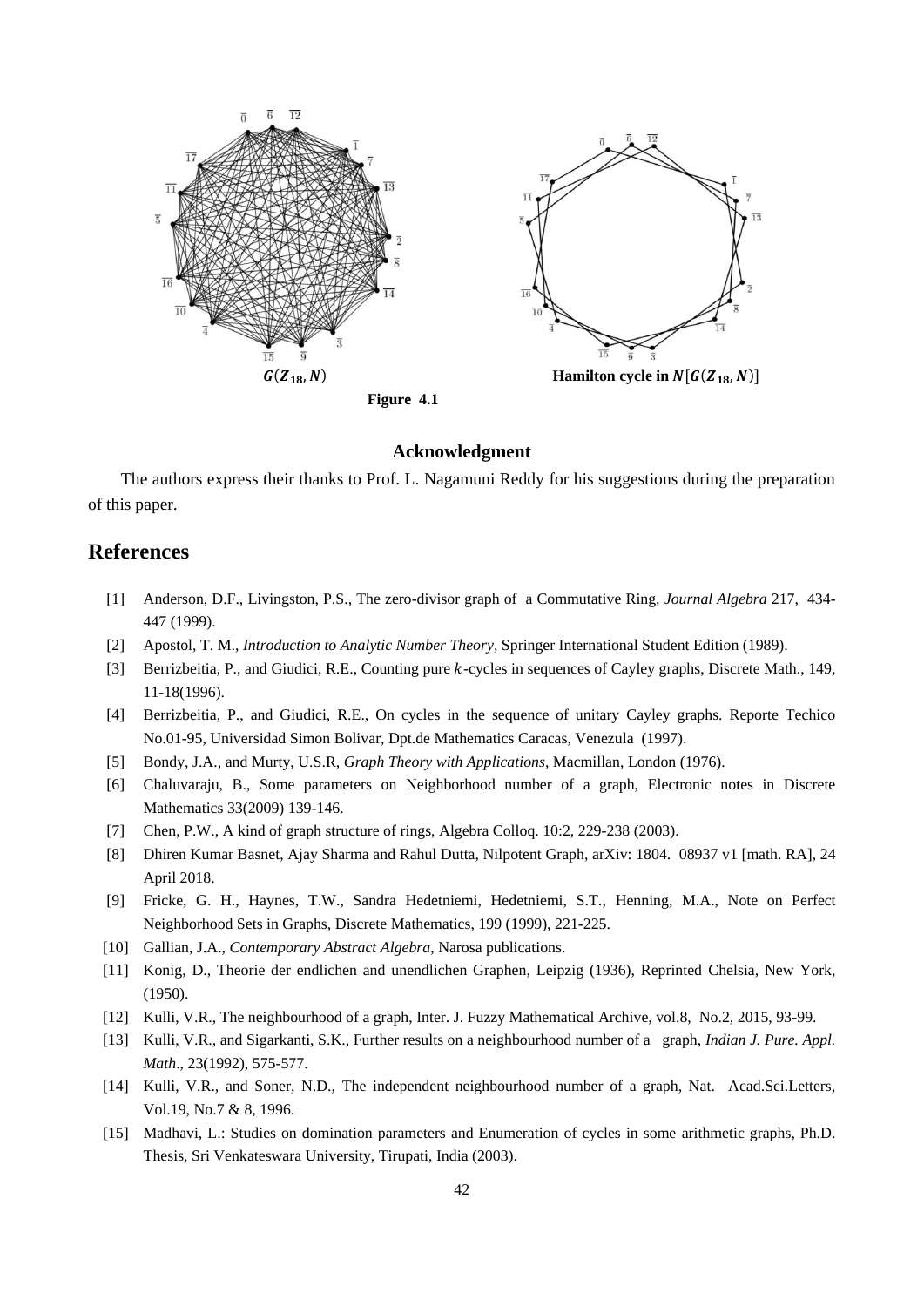$G(Z_{18}, N)$ Hamilton cycle in $N[G(Z_{18}, N)]$

**Figure 4.1**

### Acknowledgment

The authors express their thanks to Prof. L. Nagamuni Reddy for his suggestions during the preparation of this paper.

## References

[1] Anderson, D.F., Livingston, P.S., The zero-divisor graph of a Commutative Ring, *Journal Algebra* 217, 434-447 (1999).

[2] Apostol, T. M., *Introduction to Analytic Number Theory*, Springer International Student Edition (1989).

[3] Berrizbeitia, P., and Giudici, R.E., Counting pure $k$-cycles in sequences of Cayley graphs, Discrete Math., 149, 11-18(1996).

[4] Berrizbeitia, P., and Giudici, R.E., On cycles in the sequence of unitary Cayley graphs. Reporte Techico No.01-95, Universidad Simon Bolivar, Dpt.de Mathematics Caracas, Venezula (1997).

[5] Bondy, J.A., and Murty, U.S.R, *Graph Theory with Applications*, Macmillan, London (1976).

[6] Chaluvaraju, B., Some parameters on Neighborhood number of a graph, Electronic notes in Discrete Mathematics 33(2009) 139-146.

[7] Chen, P.W., A kind of graph structure of rings, Algebra Colloq. 10:2, 229-238 (2003).

[8] Dhiren Kumar Basnet, Ajay Sharma and Rahul Dutta, Nilpotent Graph, arXiv: 1804. 08937 v1 [math. RA], 24 April 2018.

[9] Fricke, G. H., Haynes, T.W., Sandra Hedetniemi, Hedetniemi, S.T., Henning, M.A., Note on Perfect Neighborhood Sets in Graphs, Discrete Mathematics, 199 (1999), 221-225.

[10] Gallian, J.A., *Contemporary Abstract Algebra*, Narosa publications.

[11] Konig, D., Theorie der endlichen and unendlichen Graphen, Leipzig (1936), Reprinted Chelsia, New York, (1950).

[12] Kulli, V.R., The neighbourhood of a graph, Inter. J. Fuzzy Mathematical Archive, vol.8, No.2, 2015, 93-99.

[13] Kulli, V.R., and Sigarkanti, S.K., Further results on a neighbourhood number of a graph, *Indian J. Pure. Appl. Math*., 23(1992), 575-577.

[14] Kulli, V.R., and Soner, N.D., The independent neighbourhood number of a graph, Nat. Acad.Sci.Letters, Vol.19, No.7 & 8, 1996.

[15] Madhavi, L.: Studies on domination parameters and Enumeration of cycles in some arithmetic graphs, Ph.D. Thesis, Sri Venkateswara University, Tirupati, India (2003).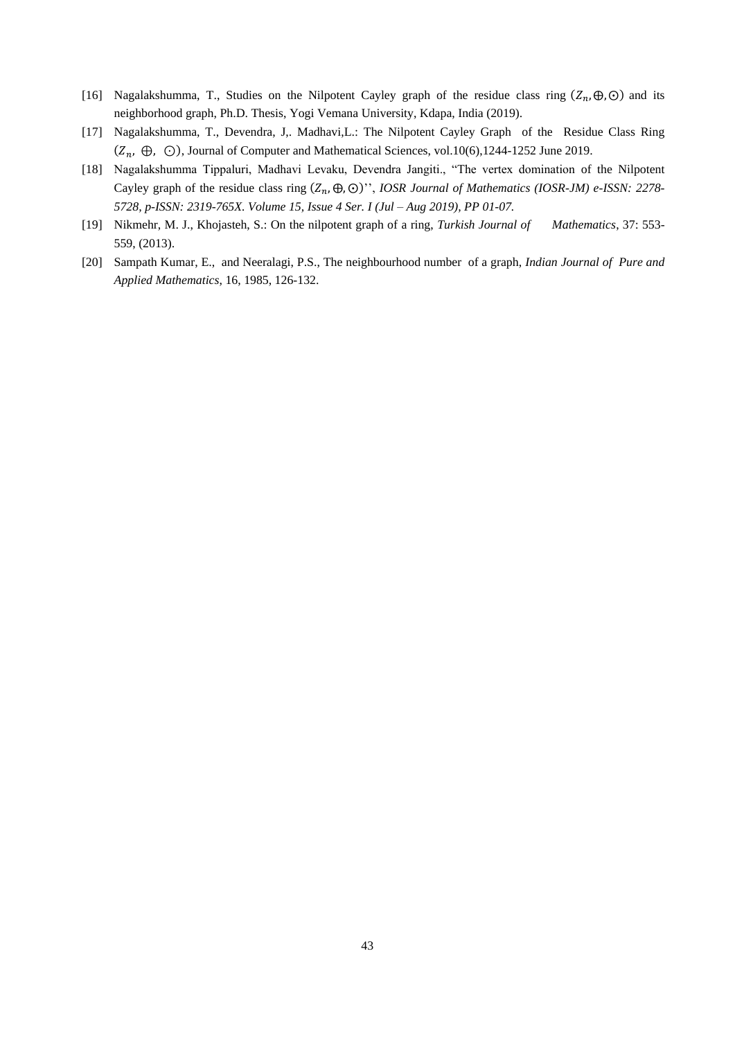[16] Nagalakshumma, T., Studies on the Nilpotent Cayley graph of the residue class ring $(Z_n, \oplus, \odot)$ and its neighborhood graph, Ph.D. Thesis, Yogi Vemana University, Kdapa, India (2019).

[17] Nagalakshumma, T., Devendra, J,. Madhavi,L.: The Nilpotent Cayley Graph of the Residue Class Ring $(Z_n, \oplus, \odot)$, Journal of Computer and Mathematical Sciences, vol.10(6),1244-1252 June 2019.

[18] Nagalakshumma Tippaluri, Madhavi Levaku, Devendra Jangiti., "The vertex domination of the Nilpotent Cayley graph of the residue class ring $(Z_n, \oplus, \odot)$'', *IOSR Journal of Mathematics (IOSR-JM) e-ISSN: 2278-5728, p-ISSN: 2319-765X. Volume 15, Issue 4 Ser. I (Jul – Aug 2019), PP 01-07.*

[19] Nikmehr, M. J., Khojasteh, S.: On the nilpotent graph of a ring, *Turkish Journal of Mathematics*, 37: 553-559, (2013).

[20] Sampath Kumar, E., and Neeralagi, P.S., The neighbourhood number of a graph, *Indian Journal of Pure and Applied Mathematics*, 16, 1985, 126-132.